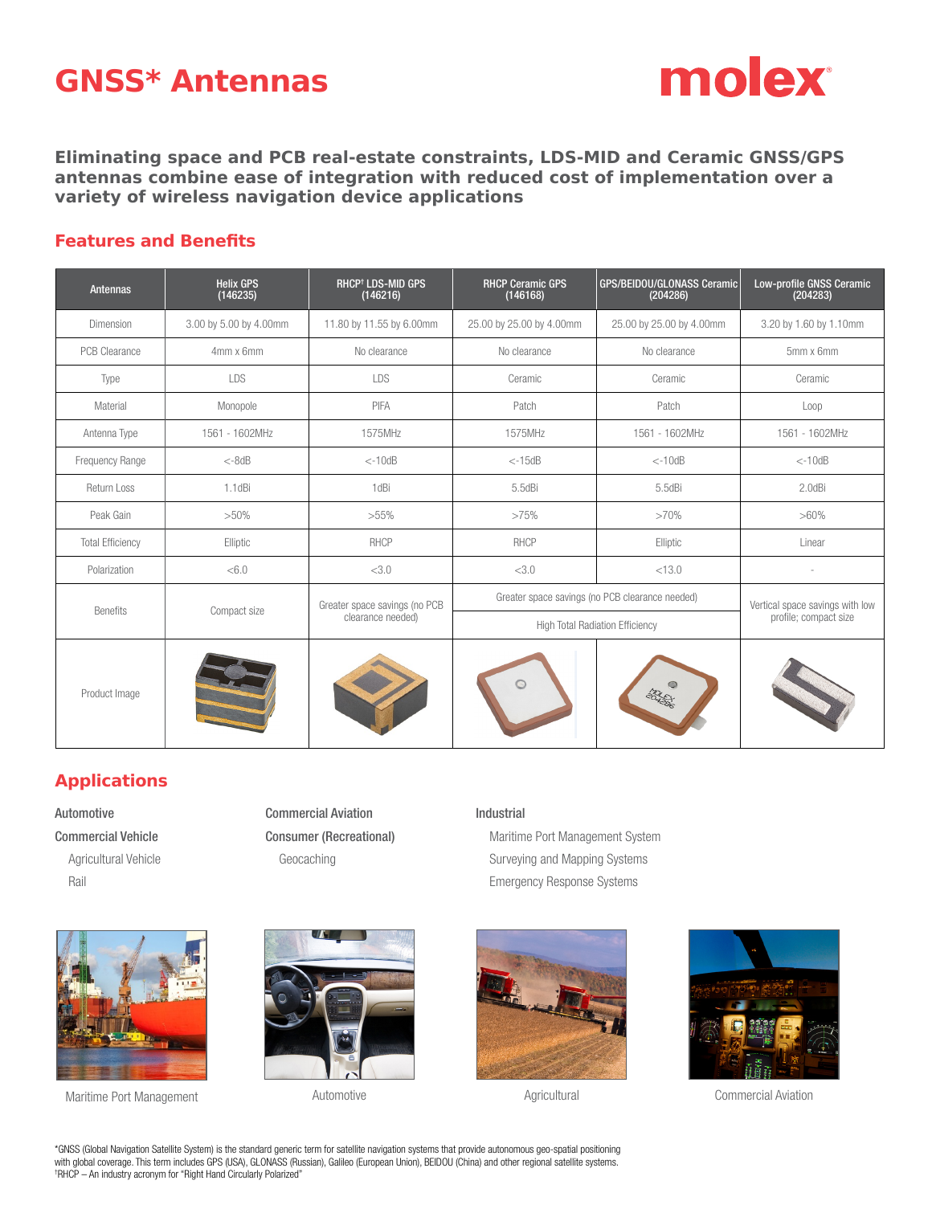# GNSS* Antennas

molex

**Eliminating space and PCB real-estate constraints, LDS-MID and Ceramic GNSS/GPS antennas combine ease of integration with reduced cost of implementation over a variety of wireless navigation device applications**

## Features and Benefits

| Antennas | Helix GPS (146235) | RHCP† LDS-MID GPS (146216) | RHCP Ceramic GPS (146168) | GPS/BEIDOU/GLONASS Ceramic (204286) | Low-profile GNSS Ceramic (204283) |
|---|---|---|---|---|---|
| Dimension | 3.00 by 5.00 by 4.00mm | 11.80 by 11.55 by 6.00mm | 25.00 by 25.00 by 4.00mm | 25.00 by 25.00 by 4.00mm | 3.20 by 1.60 by 1.10mm |
| PCB Clearance | 4mm x 6mm | No clearance | No clearance | No clearance | 5mm x 6mm |
| Type | LDS | LDS | Ceramic | Ceramic | Ceramic |
| Material | Monopole | PIFA | Patch | Patch | Loop |
| Antenna Type | 1561 - 1602MHz | 1575MHz | 1575MHz | 1561 - 1602MHz | 1561 - 1602MHz |
| Frequency Range | <-8dB | <-10dB | <-15dB | <-10dB | <-10dB |
| Return Loss | 1.1dBi | 1dBi | 5.5dBi | 5.5dBi | 2.0dBi |
| Peak Gain | >50% | >55% | >75% | >70% | >60% |
| Total Efficiency | Elliptic | RHCP | RHCP | Elliptic | Linear |
| Polarization | <6.0 | <3.0 | <3.0 | <13.0 | - |
| Benefits | Compact size | Greater space savings (no PCB clearance needed) | Greater space savings (no PCB clearance needed); High Total Radiation Efficiency | | Vertical space savings with low profile; compact size |
| Product Image | | | | | |

## Applications

Automotive

Commercial Vehicle
- Agricultural Vehicle
- Rail

Commercial Aviation

Consumer (Recreational)
- Geocaching

Industrial
- Maritime Port Management System
- Surveying and Mapping Systems
- Emergency Response Systems

Maritime Port Management

Automotive

Agricultural

Commercial Aviation

*GNSS (Global Navigation Satellite System) is the standard generic term for satellite navigation systems that provide autonomous geo-spatial positioning with global coverage. This term includes GPS (USA), GLONASS (Russian), Galileo (European Union), BEIDOU (China) and other regional satellite systems.
†RHCP – An industry acronym for "Right Hand Circularly Polarized"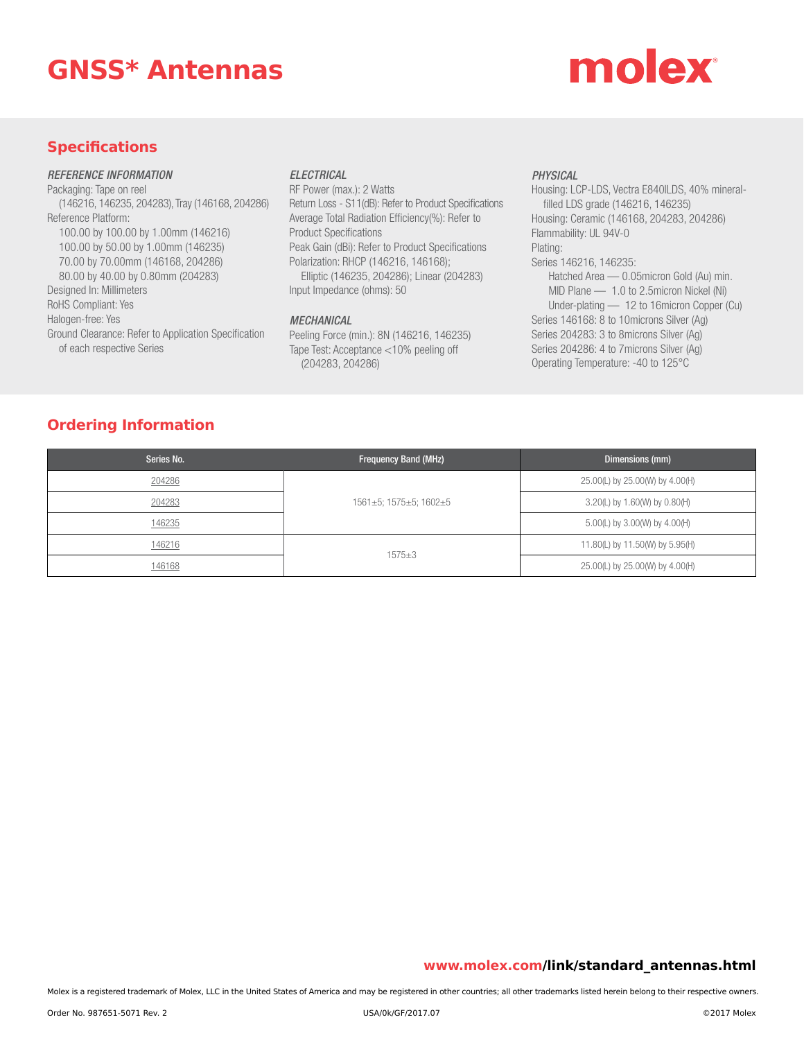# GNSS* Antennas

molex

## Specifications

### *REFERENCE INFORMATION*

Packaging: Tape on reel (146216, 146235, 204283), Tray (146168, 204286)

Reference Platform:
- 100.00 by 100.00 by 1.00mm (146216)
- 100.00 by 50.00 by 1.00mm (146235)
- 70.00 by 70.00mm (146168, 204286)
- 80.00 by 40.00 by 0.80mm (204283)

Designed In: Millimeters

RoHS Compliant: Yes

Halogen-free: Yes

Ground Clearance: Refer to Application Specification of each respective Series

### *ELECTRICAL*

RF Power (max.): 2 Watts

Return Loss - S11(dB): Refer to Product Specifications

Average Total Radiation Efficiency(%): Refer to Product Specifications

Peak Gain (dBi): Refer to Product Specifications

Polarization: RHCP (146216, 146168); Elliptic (146235, 204286); Linear (204283)

Input Impedance (ohms): 50

### *MECHANICAL*

Peeling Force (min.): 8N (146216, 146235)

Tape Test: Acceptance <10% peeling off (204283, 204286)

### *PHYSICAL*

Housing: LCP-LDS, Vectra E840ILDS, 40% mineral-filled LDS grade (146216, 146235)

Housing: Ceramic (146168, 204283, 204286)

Flammability: UL 94V-0

Plating:

Series 146216, 146235:
- Hatched Area — 0.05micron Gold (Au) min.
- MID Plane — 1.0 to 2.5micron Nickel (Ni)
- Under-plating — 12 to 16micron Copper (Cu)

Series 146168: 8 to 10microns Silver (Ag)

Series 204283: 3 to 8microns Silver (Ag)

Series 204286: 4 to 7microns Silver (Ag)

Operating Temperature: -40 to 125°C

## Ordering Information

| Series No. | Frequency Band (MHz) | Dimensions (mm) |
|---|---|---|
| 204286 | 1561±5; 1575±5; 1602±5 | 25.00(L) by 25.00(W) by 4.00(H) |
| 204283 | 1561±5; 1575±5; 1602±5 | 3.20(L) by 1.60(W) by 0.80(H) |
| 146235 | 1561±5; 1575±5; 1602±5 | 5.00(L) by 3.00(W) by 4.00(H) |
| 146216 | 1575±3 | 11.80(L) by 11.50(W) by 5.95(H) |
| 146168 | 1575±3 | 25.00(L) by 25.00(W) by 4.00(H) |

**www.molex.com/link/standard_antennas.html**

Molex is a registered trademark of Molex, LLC in the United States of America and may be registered in other countries; all other trademarks listed herein belong to their respective owners.

Order No. 987651-5071 Rev. 2 USA/0k/GF/2017.07 ©2017 Molex